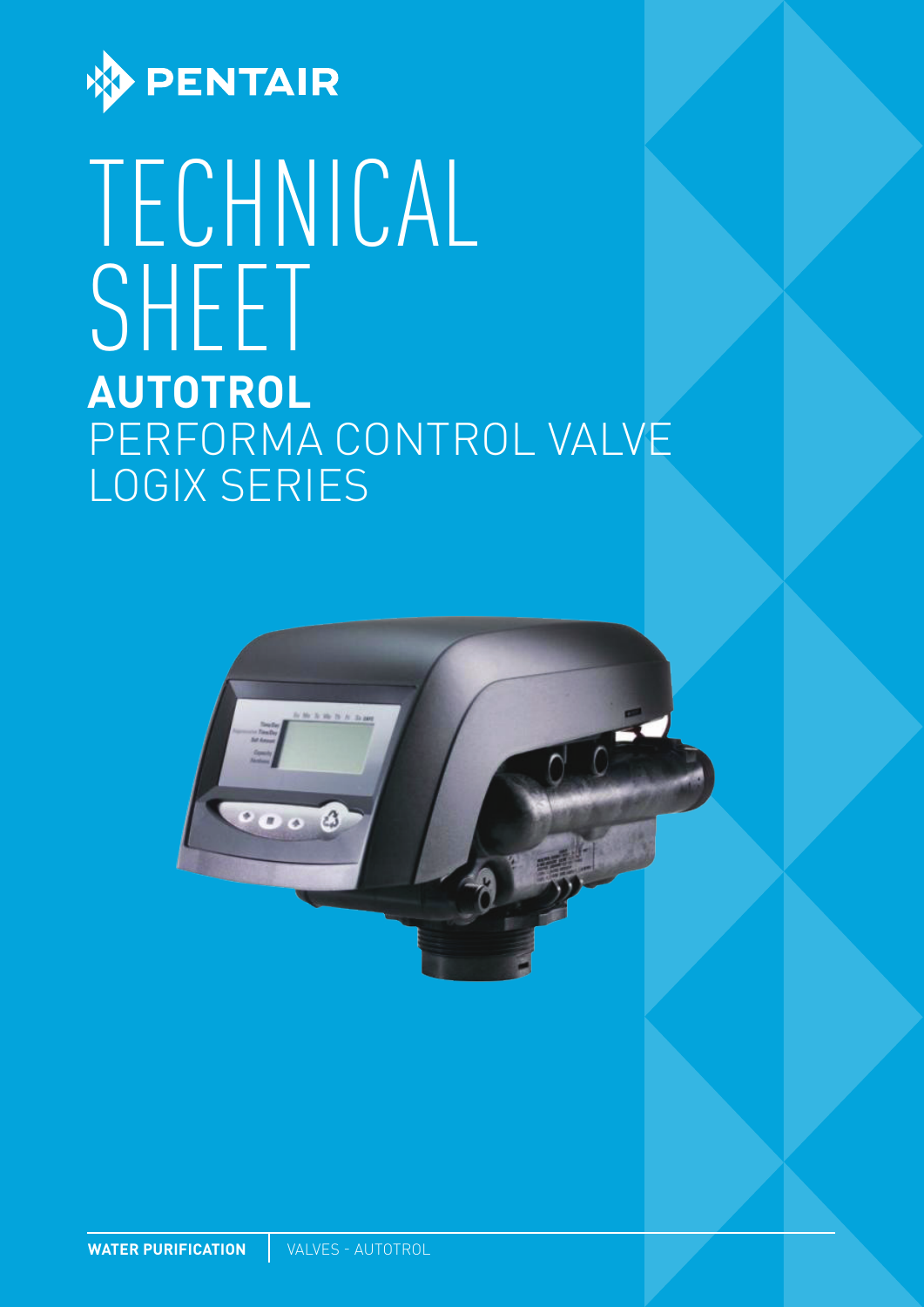PENTAIR

# TECHNICAL SHEET

## AUTOTROL

PERFORMA CONTROL VALVE
LOGIX SERIES

**WATER PURIFICATION** | VALVES - AUTOTROL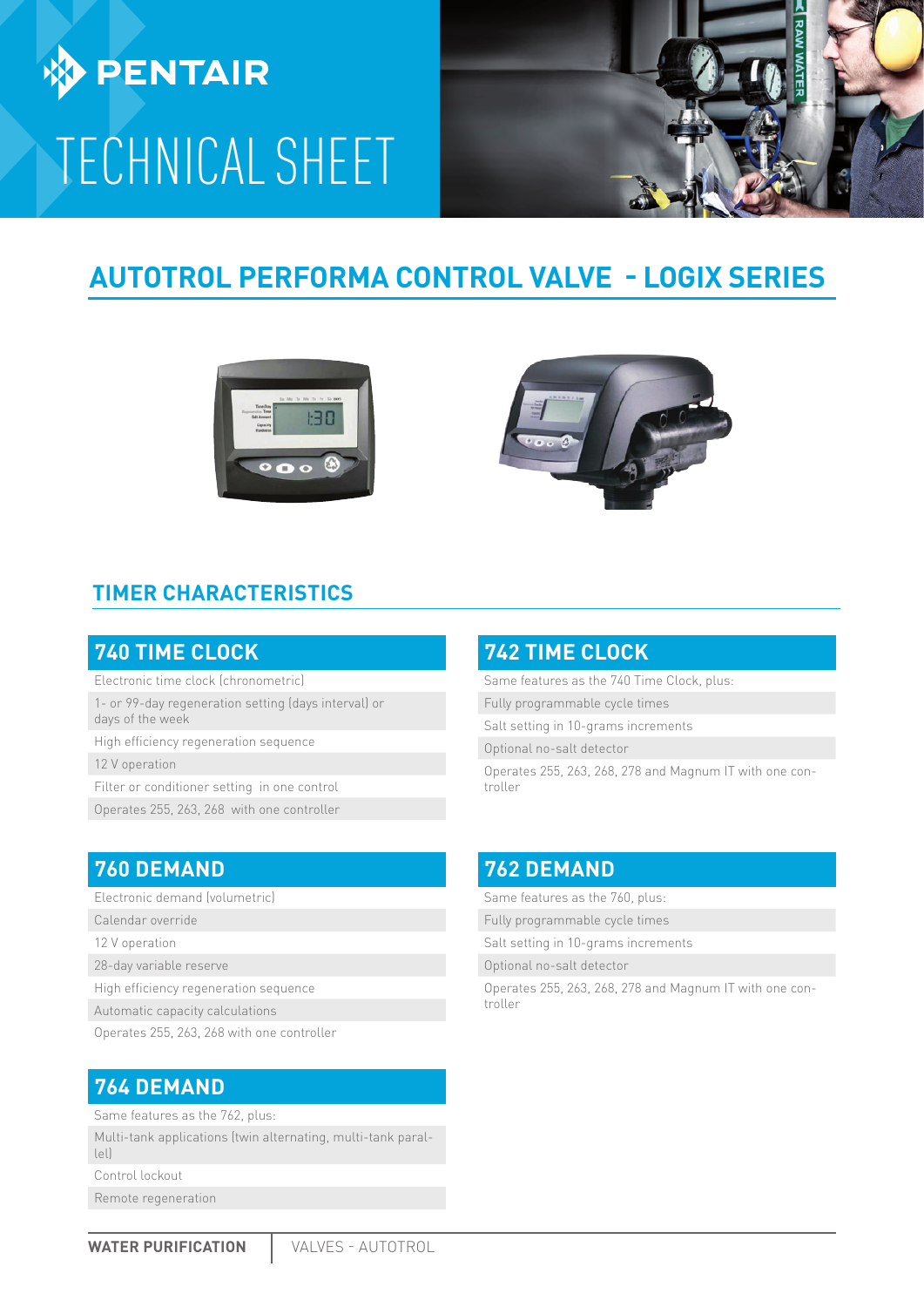# PENTAIR

# TECHNICAL SHEET

## AUTOTROL PERFORMA CONTROL VALVE - LOGIX SERIES

### TIMER CHARACTERISTICS

#### 740 TIME CLOCK

- Electronic time clock (chronometric)
- 1- or 99-day regeneration setting (days interval) or days of the week
- High efficiency regeneration sequence
- 12 V operation
- Filter or conditioner setting in one control
- Operates 255, 263, 268 with one controller

#### 742 TIME CLOCK

- Same features as the 740 Time Clock, plus:
- Fully programmable cycle times
- Salt setting in 10-grams increments
- Optional no-salt detector
- Operates 255, 263, 268, 278 and Magnum IT with one controller

#### 760 DEMAND

- Electronic demand (volumetric)
- Calendar override
- 12 V operation
- 28-day variable reserve
- High efficiency regeneration sequence
- Automatic capacity calculations
- Operates 255, 263, 268 with one controller

#### 762 DEMAND

- Same features as the 760, plus:
- Fully programmable cycle times
- Salt setting in 10-grams increments
- Optional no-salt detector
- Operates 255, 263, 268, 278 and Magnum IT with one controller

#### 764 DEMAND

- Same features as the 762, plus:
- Multi-tank applications (twin alternating, multi-tank parallel)
- Control lockout
- Remote regeneration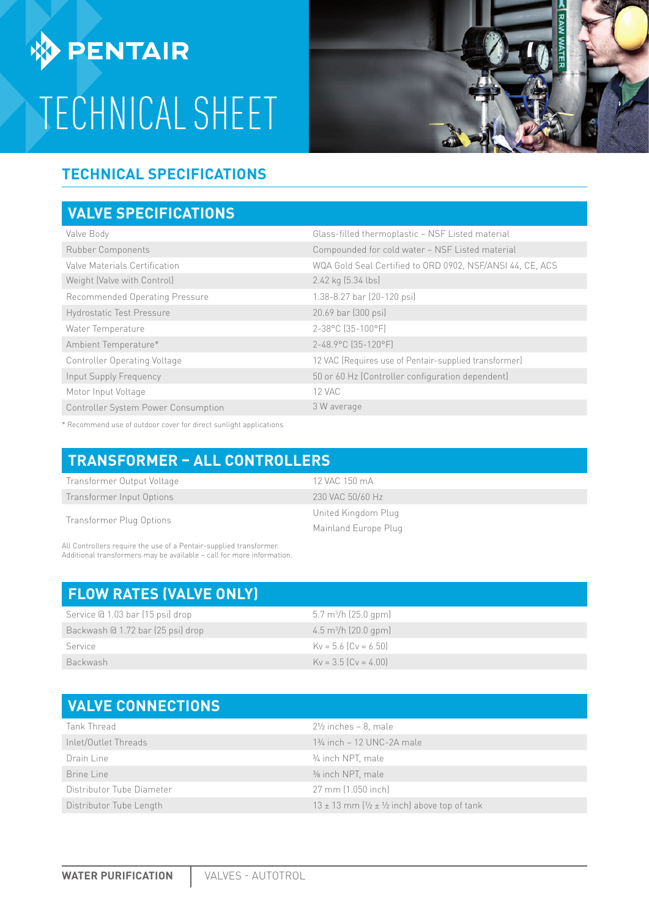# TECHNICAL SHEET

## TECHNICAL SPECIFICATIONS

### VALVE SPECIFICATIONS

| | |
|---|---|
| Valve Body | Glass-filled thermoplastic – NSF Listed material |
| Rubber Components | Compounded for cold water – NSF Listed material |
| Valve Materials Certification | WQA Gold Seal Certified to ORD 0902, NSF/ANSI 44, CE, ACS |
| Weight (Valve with Control) | 2.42 kg (5.34 lbs) |
| Recommended Operating Pressure | 1.38-8.27 bar (20-120 psi) |
| Hydrostatic Test Pressure | 20.69 bar (300 psi) |
| Water Temperature | 2-38°C (35-100°F) |
| Ambient Temperature* | 2-48.9°C (35-120°F) |
| Controller Operating Voltage | 12 VAC (Requires use of Pentair-supplied transformer) |
| Input Supply Frequency | 50 or 60 Hz (Controller configuration dependent) |
| Motor Input Voltage | 12 VAC |
| Controller System Power Consumption | 3 W average |

* Recommend use of outdoor cover for direct sunlight applications

### TRANSFORMER – ALL CONTROLLERS

| | |
|---|---|
| Transformer Output Voltage | 12 VAC 150 mA |
| Transformer Input Options | 230 VAC 50/60 Hz |
| Transformer Plug Options | United Kingdom Plug<br>Mainland Europe Plug |

All Controllers require the use of a Pentair-supplied transformer.
Additional transformers may be available – call for more information.

### FLOW RATES (VALVE ONLY)

| | |
|---|---|
| Service @ 1.03 bar (15 psi) drop | 5.7 $m^3/h$ (25.0 gpm) |
| Backwash @ 1.72 bar (25 psi) drop | 4.5 $m^3/h$ (20.0 gpm) |
| Service | $K_v$ = 5.6 ($C_v$ = 6.50) |
| Backwash | $K_v$ = 3.5 ($C_v$ = 4.00) |

### VALVE CONNECTIONS

| | |
|---|---|
| Tank Thread | 2½ inches – 8, male |
| Inlet/Outlet Threads | 1¾ inch – 12 UNC-2A male |
| Drain Line | ¾ inch NPT, male |
| Brine Line | ⅜ inch NPT, male |
| Distributor Tube Diameter | 27 mm (1.050 inch) |
| Distributor Tube Length | 13 ± 13 mm (½ ± ½ inch) above top of tank |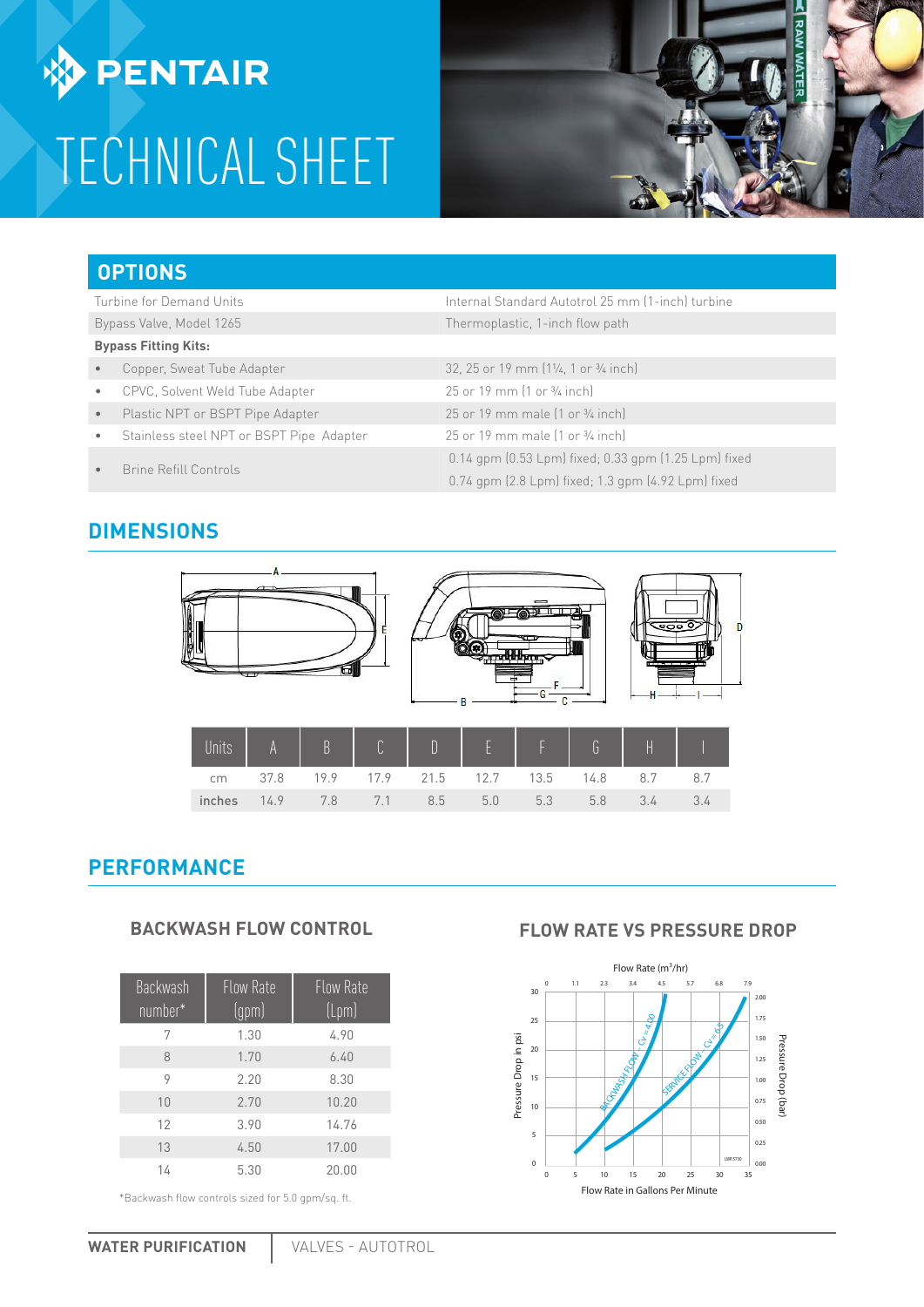# PENTAIR

# TECHNICAL SHEET

## OPTIONS

| | |
|---|---|
| Turbine for Demand Units | Internal Standard Autotrol 25 mm (1-inch) turbine |
| Bypass Valve, Model 1265 | Thermoplastic, 1-inch flow path |
| **Bypass Fitting Kits:** | |
| • Copper, Sweat Tube Adapter | 32, 25 or 19 mm (1¼, 1 or ¾ inch) |
| • CPVC, Solvent Weld Tube Adapter | 25 or 19 mm (1 or ¾ inch) |
| • Plastic NPT or BSPT Pipe Adapter | 25 or 19 mm male (1 or ¾ inch) |
| • Stainless steel NPT or BSPT Pipe Adapter | 25 or 19 mm male (1 or ¾ inch) |
| • Brine Refill Controls | 0.14 gpm (0.53 Lpm) fixed; 0.33 gpm (1.25 Lpm) fixed<br>0.74 gpm (2.8 Lpm) fixed; 1.3 gpm (4.92 Lpm) fixed |

## DIMENSIONS

| Units | A | B | C | D | E | F | G | H | I |
|---|---|---|---|---|---|---|---|---|---|
| cm | 37.8 | 19.9 | 17.9 | 21.5 | 12.7 | 13.5 | 14.8 | 8.7 | 8.7 |
| inches | 14.9 | 7.8 | 7.1 | 8.5 | 5.0 | 5.3 | 5.8 | 3.4 | 3.4 |

## PERFORMANCE

### BACKWASH FLOW CONTROL

| Backwash number* | Flow Rate (gpm) | Flow Rate (Lpm) |
|---|---|---|
| 7 | 1.30 | 4.90 |
| 8 | 1.70 | 6.40 |
| 9 | 2.20 | 8.30 |
| 10 | 2.70 | 10.20 |
| 12 | 3.90 | 14.76 |
| 13 | 4.50 | 17.00 |
| 14 | 5.30 | 20.00 |

*Backwash flow controls sized for 5.0 gpm/sq. ft.

### FLOW RATE VS PRESSURE DROP

Flow Rate ($m^3$/hr)

BACKWASH FLOW - Cv = 4.00

SERVICE FLOW - Cv = 6.8

Pressure Drop in psi

Pressure Drop (bar)

Flow Rate in Gallons Per Minute

WATER PURIFICATION | VALVES - AUTOTROL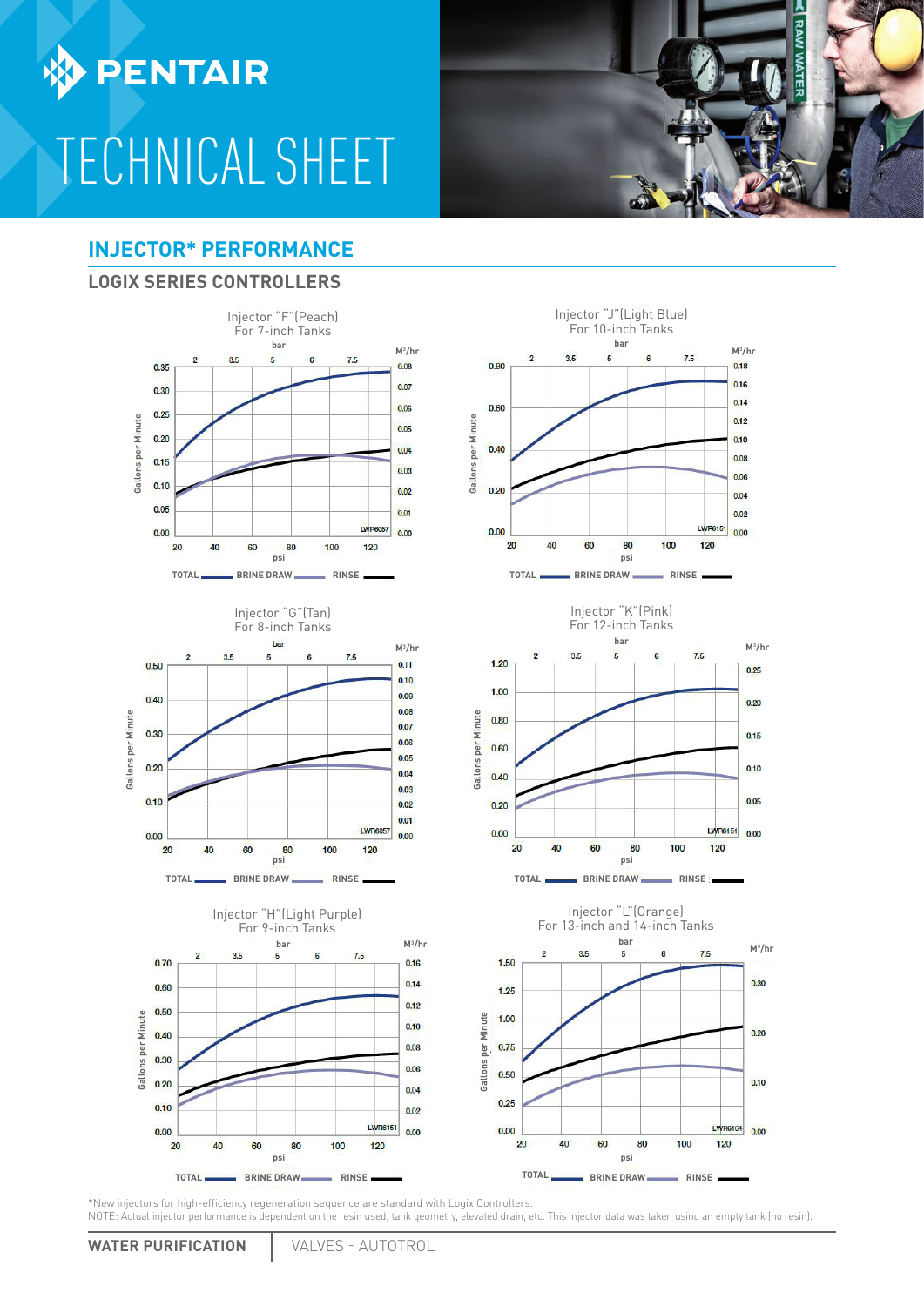# TECHNICAL SHEET

## INJECTOR* PERFORMANCE

### LOGIX SERIES CONTROLLERS

Injector "F"(Peach)
For 7-inch Tanks

Injector "J"(Light Blue)
For 10-inch Tanks

Injector "G"(Tan)
For 8-inch Tanks

Injector "K"(Pink)
For 12-inch Tanks

Injector "H"(Light Purple)
For 9-inch Tanks

Injector "L"(Orange)
For 13-inch and 14-inch Tanks

*New injectors for high-efficiency regeneration sequence are standard with Logix Controllers.
NOTE: Actual injector performance is dependent on the resin used, tank geometry, elevated drain, etc. This injector data was taken using an empty tank (no resin).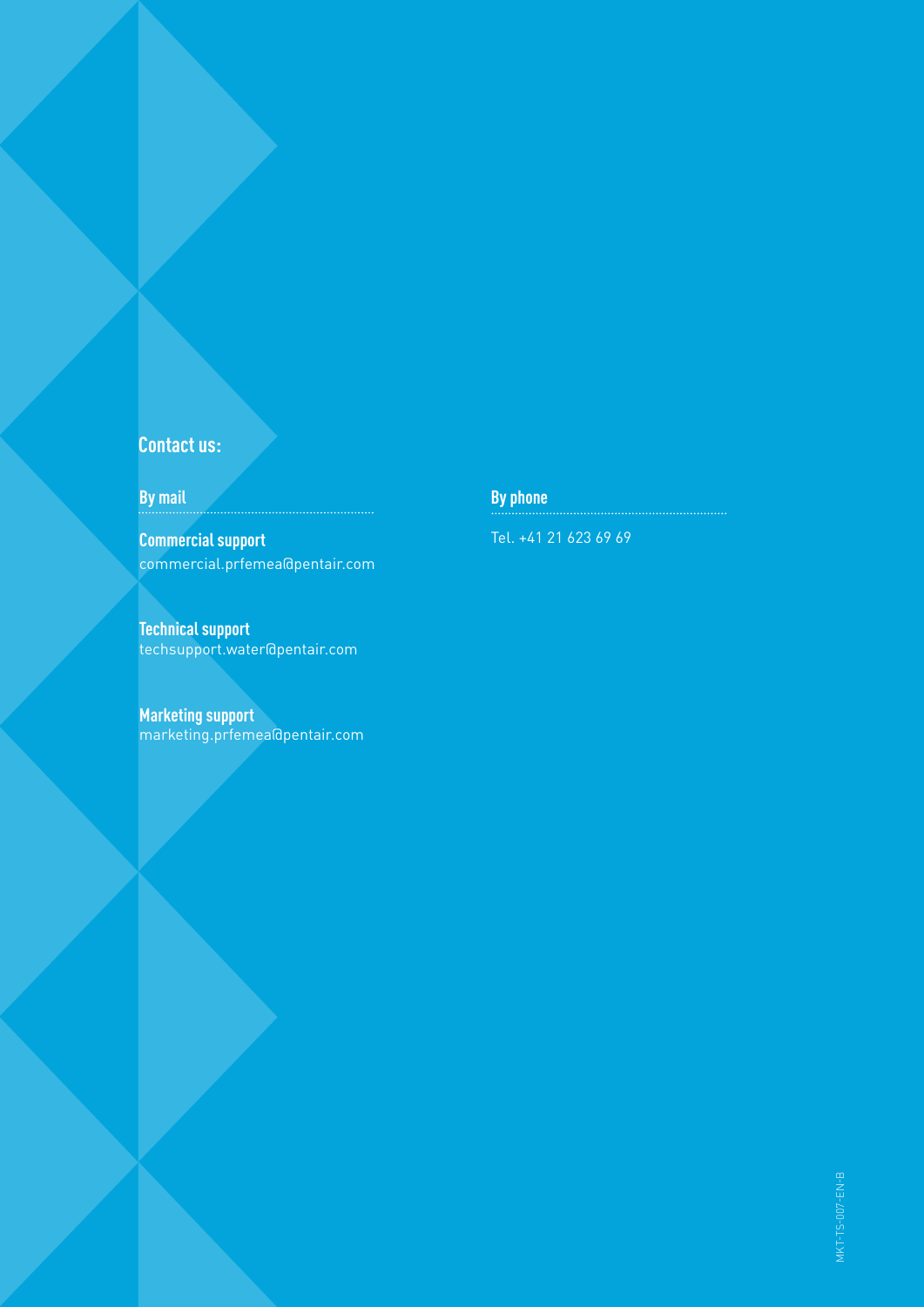## Contact us:

### By mail

**Commercial support**
commercial.prfemea@pentair.com

**Technical support**
techsupport.water@pentair.com

**Marketing support**
marketing.prfemea@pentair.com

### By phone

Tel. +41 21 623 69 69

MKT-TS-007-EN-B